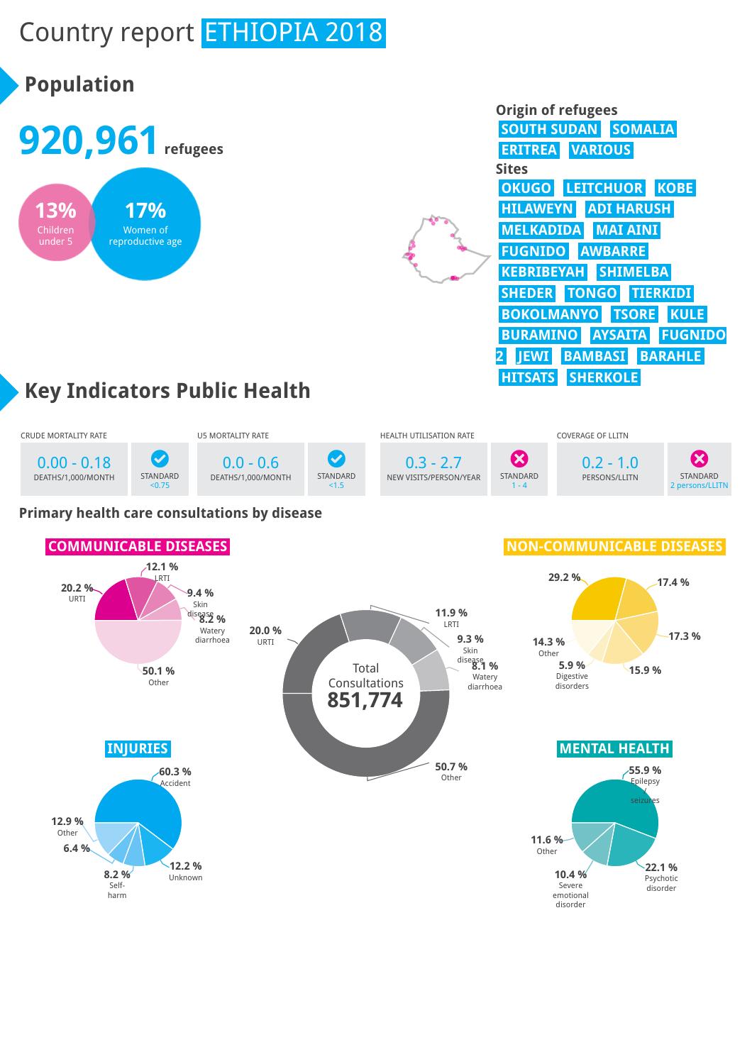# Country report ETHIOPIA 2018

## Population

**920,961** refugees

**13%** Children under 5

**17%** Women of reproductive age

**Origin of refugees**

SOUTH SUDAN SOMALIA ERITREA VARIOUS

**Sites**

OKUGO LEITCHUOR KOBE HILAWEYN ADI HARUSH MELKADIDA MAI AINI FUGNIDO AWBARRE KEBRIBEYAH SHIMELBA SHEDER TONGO TIERKIDI BOKOLMANYO TSORE KULE BURAMINO AYSAITA FUGNIDO 2 JEWI BAMBASI BARAHLE HITSATS SHERKOLE

## Key Indicators Public Health

| CRUDE MORTALITY RATE | | U5 MORTALITY RATE | | HEALTH UTILISATION RATE | | COVERAGE OF LLITN | |
|---|---|---|---|---|---|---|---|
| 0.00 - 0.18 DEATHS/1,000/MONTH | STANDARD <0.75 ✔ | 0.0 - 0.6 DEATHS/1,000/MONTH | STANDARD <1.5 ✔ | 0.3 - 2.7 NEW VISITS/PERSON/YEAR | STANDARD 1 - 4 ✖ | 0.2 - 1.0 PERSONS/LLITN | STANDARD 2 persons/LLITN ✖ |

### Primary health care consultations by disease

Total Consultations **851,774**

- 20.0 % URTI
- 11.9 % LRTI
- 9.3 % Skin disease
- 8.1 % Watery diarrhoea
- 50.7 % Other

**COMMUNICABLE DISEASES**

- 20.2 % URTI
- 12.1 % LRTI
- 9.4 % Skin disease
- 8.2 % Watery diarrhoea
- 50.1 % Other

**NON-COMMUNICABLE DISEASES**

- 29.2 %
- 17.4 %
- 17.3 %
- 15.9 %
- 5.9 % Digestive disorders
- 14.3 % Other

**INJURIES**

- 60.3 % Accident
- 12.2 % Unknown
- 8.2 % Self-harm
- 6.4 %
- 12.9 % Other

**MENTAL HEALTH**

- 55.9 % Epilepsy seizures
- 22.1 % Psychotic disorder
- 10.4 % Severe emotional disorder
- 11.6 % Other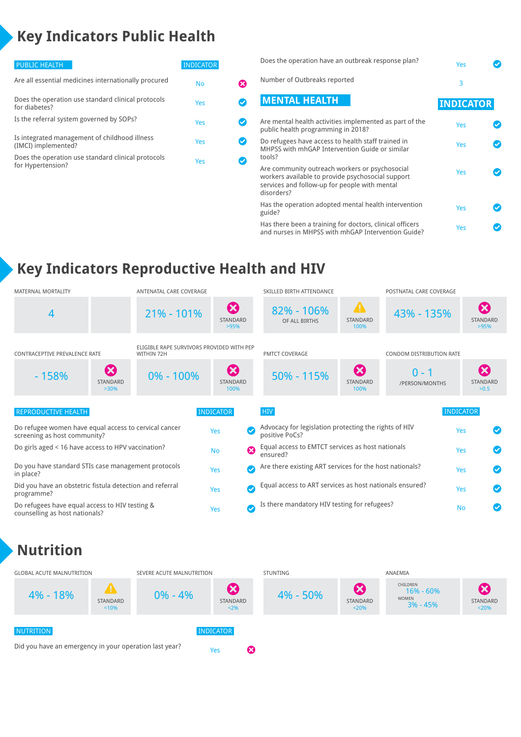# Key Indicators Public Health

| PUBLIC HEALTH | INDICATOR | |
|---|---|---|
| Are all essential medicines internationally procured | No | ✗ |
| Does the operation use standard clinical protocols for diabetes? | Yes | ✓ |
| Is the referral system governed by SOPs? | Yes | ✓ |
| Is integrated management of childhood illness (IMCI) implemented? | Yes | ✓ |
| Does the operation use standard clinical protocols for Hypertension? | Yes | ✓ |
| Does the operation have an outbreak response plan? | Yes | ✓ |
| Number of Outbreaks reported | 3 | |

| MENTAL HEALTH | INDICATOR | |
|---|---|---|
| Are mental health activities implemented as part of the public health programming in 2018? | Yes | ✓ |
| Do refugees have access to health staff trained in MHPSS with mhGAP Intervention Guide or similar tools? | Yes | ✓ |
| Are community outreach workers or psychosocial workers available to provide psychosocial support services and follow-up for people with mental disorders? | Yes | ✓ |
| Has the operation adopted mental health intervention guide? | Yes | ✓ |
| Has there been a training for doctors, clinical officers and nurses in MHPSS with mhGAP Intervention Guide? | Yes | ✓ |

# Key Indicators Reproductive Health and HIV

| Indicator | Value | Standard |
|---|---|---|
| MATERNAL MORTALITY | 4 | |
| ANTENATAL CARE COVERAGE | 21% - 101% | ✗ STANDARD >95% |
| SKILLED BIRTH ATTENDANCE | 82% - 106% OF ALL BIRTHS | ⚠ STANDARD 100% |
| POSTNATAL CARE COVERAGE | 43% - 135% | ✗ STANDARD >95% |
| CONTRACEPTIVE PREVALENCE RATE | - 158% | ✗ STANDARD >30% |
| ELIGIBLE RAPE SURVIVORS PROVIDED WITH PEP WITHIN 72H | 0% - 100% | ✗ STANDARD 100% |
| PMTCT COVERAGE | 50% - 115% | ✗ STANDARD 100% |
| CONDOM DISTRIBUTION RATE | 0 - 1 /PERSON/MONTHS | ✗ STANDARD >0.5 |

| REPRODUCTIVE HEALTH | INDICATOR | |
|---|---|---|
| Do refugee women have equal access to cervical cancer screening as host community? | Yes | ✓ |
| Do girls aged < 16 have access to HPV vaccination? | No | ✗ |
| Do you have standard STIs case management protocols in place? | Yes | ✓ |
| Did you have an obstetric fistula detection and referral programme? | Yes | ✓ |
| Do refugees have equal access to HIV testing & counselling as host nationals? | Yes | ✓ |

| HIV | INDICATOR | |
|---|---|---|
| Advocacy for legislation protecting the rights of HIV positive PoCs? | Yes | ✓ |
| Equal access to EMTCT services as host nationals ensured? | Yes | ✓ |
| Are there existing ART services for the host nationals? | Yes | ✓ |
| Equal access to ART services as host nationals ensured? | Yes | ✓ |
| Is there mandatory HIV testing for refugees? | No | ✓ |

# Nutrition

| Indicator | Value | Standard |
|---|---|---|
| GLOBAL ACUTE MALNUTRITION | 4% - 18% | ⚠ STANDARD <10% |
| SEVERE ACUTE MALNUTRITION | 0% - 4% | ✗ STANDARD <2% |
| STUNTING | 4% - 50% | ✗ STANDARD <20% |
| ANAEMIA | CHILDREN 16% - 60%; WOMEN 3% - 45% | ✗ STANDARD <20% |

| NUTRITION | INDICATOR | |
|---|---|---|
| Did you have an emergency in your operation last year? | Yes | ✗ |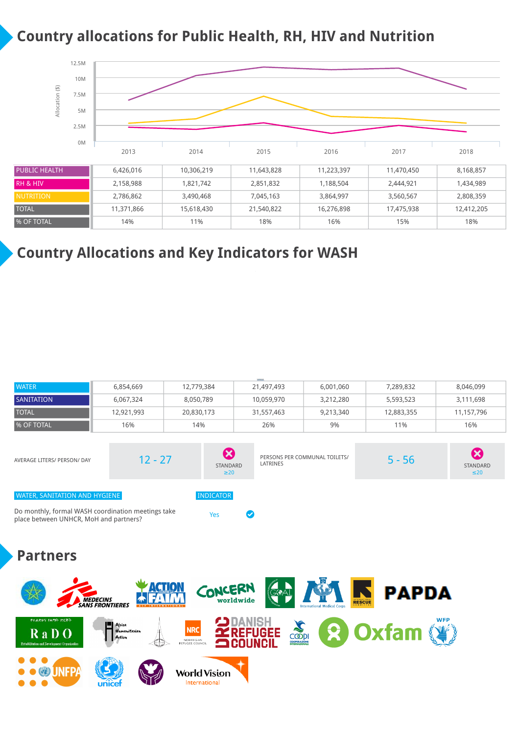## Country allocations for Public Health, RH, HIV and Nutrition

12.5M
10M
7.5M
5M
2.5M
0M
Allocation ($)
2013 2014 2015 2016 2017 2018

| | 2013 | 2014 | 2015 | 2016 | 2017 | 2018 |
|---|---|---|---|---|---|---|
| PUBLIC HEALTH | 6,426,016 | 10,306,219 | 11,643,828 | 11,223,397 | 11,470,450 | 8,168,857 |
| RH & HIV | 2,158,988 | 1,821,742 | 2,851,832 | 1,188,504 | 2,444,921 | 1,434,989 |
| NUTRITION | 2,786,862 | 3,490,468 | 7,045,163 | 3,864,997 | 3,560,567 | 2,808,359 |
| TOTAL | 11,371,866 | 15,618,430 | 21,540,822 | 16,276,898 | 17,475,938 | 12,412,205 |
| % OF TOTAL | 14% | 11% | 18% | 16% | 15% | 18% |

## Country Allocations and Key Indicators for WASH

| | | | | | | |
|---|---|---|---|---|---|---|
| WATER | 6,854,669 | 12,779,384 | 21,497,493 | 6,001,060 | 7,289,832 | 8,046,099 |
| SANITATION | 6,067,324 | 8,050,789 | 10,059,970 | 3,212,280 | 5,593,523 | 3,111,698 |
| TOTAL | 12,921,993 | 20,830,173 | 31,557,463 | 9,213,340 | 12,883,355 | 11,157,796 |
| % OF TOTAL | 16% | 14% | 26% | 9% | 11% | 16% |

| | | | | | |
|---|---|---|---|---|---|
| AVERAGE LITERS/ PERSON/ DAY | 12 - 27 | STANDARD ≥20 | PERSONS PER COMMUNAL TOILETS/ LATRINES | 5 - 56 | STANDARD ≤20 |

| WATER, SANITATION AND HYGIENE | INDICATOR |
|---|---|
| Do monthly, formal WASH coordination meetings take place between UNHCR, MoH and partners? | Yes |

## Partners

MEDECINS SANS FRONTIERES, ACTION CONTRE LA FAIM, CONCERN worldwide, GOAL, International Medical Corps, INTERNATIONAL RESCUE COMMITTEE, PAPDA, RaDO Rehabilitation and Development Organization, Africa Humanitarian Action, NRC NORWEGIAN REFUGEE COUNCIL, DANISH REFUGEE COUNCIL, COOPI COOPERAZIONE INTERNAZIONALE, Oxfam, WFP, UNFPA, unicef, World Vision International